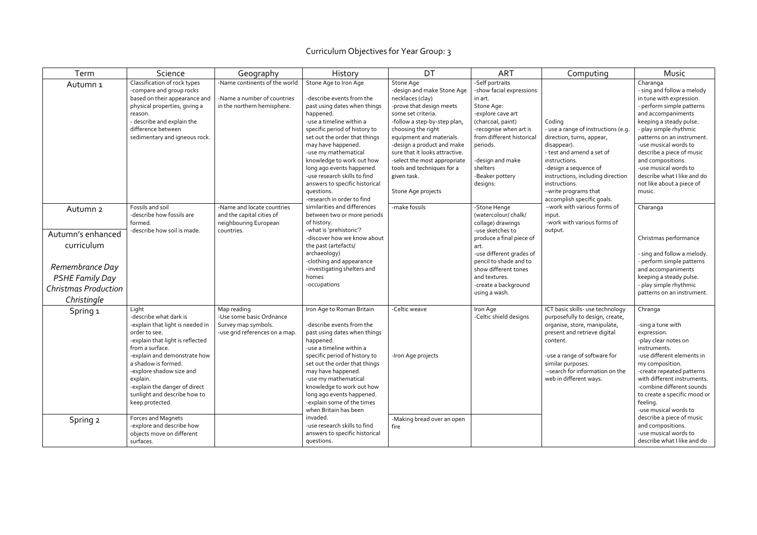# Curriculum Objectives for Year Group: 3

| Term | Science | Geography | History | DT | ART | Computing | Music |
|---|---|---|---|---|---|---|---|
| Autumn 1 | Classification of rock types<br>-compare and group rocks based on their appearance and physical properties, giving a reason.<br>- describe and explain the difference between sedimentary and igneous rock. | -Name continents of the world<br><br>-Name a number of countries in the northern hemisphere. | Stone Age to Iron Age<br><br>-describe events from the past using dates when things happened.<br>-use a timeline within a specific period of history to set out the order that things may have happened.<br>-use my mathematical knowledge to work out how long ago events happened.<br>-use research skills to find answers to specific historical questions.<br>-research in order to find similarities and differences between two or more periods of history.<br>-what is 'prehistoric'?<br>-discover how we know about the past (artefacts/ archaeology)<br>-clothing and appearance<br>-investigating shelters and homes<br>-occupations | Stone Age<br>-design and make Stone Age necklaces (clay)<br>-prove that design meets some set criteria.<br>-follow a step-by-step plan, choosing the right equipment and materials.<br>-design a product and make sure that it looks attractive.<br>-select the most appropriate tools and techniques for a given task.<br><br>Stone Age projects | -Self portraits<br>-show facial expressions in art.<br>Stone Age:<br>-explore cave art (charcoal, paint)<br>-recognise when art is from different historical periods.<br><br>-design and make shelters<br>-Beaker pottery designs: | Coding<br>- use a range of instructions (e.g. direction, turns, appear, disappear).<br>- test and amend a set of instructions.<br>-design a sequence of instructions, including direction instructions.<br>–write programs that accomplish specific goals.<br>–work with various forms of input.<br>-work with various forms of output. | Charanga<br>- sing and follow a melody in tune with expression.<br>- perform simple patterns and accompaniments keeping a steady pulse.<br>- play simple rhythmic patterns on an instrument.<br>-use musical words to describe a piece of music and compositions.<br>-use musical words to describe what I like and do not like about a piece of music. |
| Autumn 2<br><br>Autumn's enhanced curriculum<br><br>*Remembrance Day*<br>*PSHE Family Day*<br>*Christmas Production*<br>*Christingle* | Fossils and soil<br>-describe how fossils are formed.<br>-describe how soil is made. | -Name and locate countries and the capital cities of neighbouring European countries. | | -make fossils | -Stone Henge (watercolour/ chalk/ collage) drawings<br>-use sketches to produce a final piece of art.<br>-use different grades of pencil to shade and to show different tones and textures.<br>-create a background using a wash. | | Charanga<br><br>Christmas performance<br><br>- sing and follow a melody.<br>- perform simple patterns and accompaniments keeping a steady pulse.<br>- play simple rhythmic patterns on an instrument. |
| Spring 1 | Light<br>-describe what dark is<br>-explain that light is needed in order to see.<br>-explain that light is reflected from a surface.<br>-explain and demonstrate how a shadow is formed.<br>-explore shadow size and explain.<br>-explain the danger of direct sunlight and describe how to keep protected. | Map reading<br>-Use some basic Ordnance Survey map symbols.<br>-use grid references on a map. | Iron Age to Roman Britain<br><br>-describe events from the past using dates when things happened.<br>-use a timeline within a specific period of history to set out the order that things may have happened.<br>-use my mathematical knowledge to work out how long ago events happened.<br>-explain some of the times when Britain has been invaded.<br>-use research skills to find answers to specific historical questions. | -Celtic weave<br><br>-Iron Age projects | Iron Age<br>-Celtic shield designs | ICT basic skills- use technology purposefully to design, create, organise, store, manipulate, present and retrieve digital content.<br><br>-use a range of software for similar purposes.<br>–search for information on the web in different ways. | Chranga<br><br>-sing a tune with expression.<br>-play clear notes on instruments.<br>-use different elements in my composition.<br>-create repeated patterns with different instruments.<br>-combine different sounds to create a specific mood or feeling.<br>-use musical words to describe a piece of music and compositions.<br>-use musical words to describe what I like and do |
| Spring 2 | Forces and Magnets<br>-explore and describe how objects move on different surfaces. | | | -Making bread over an open fire | | | |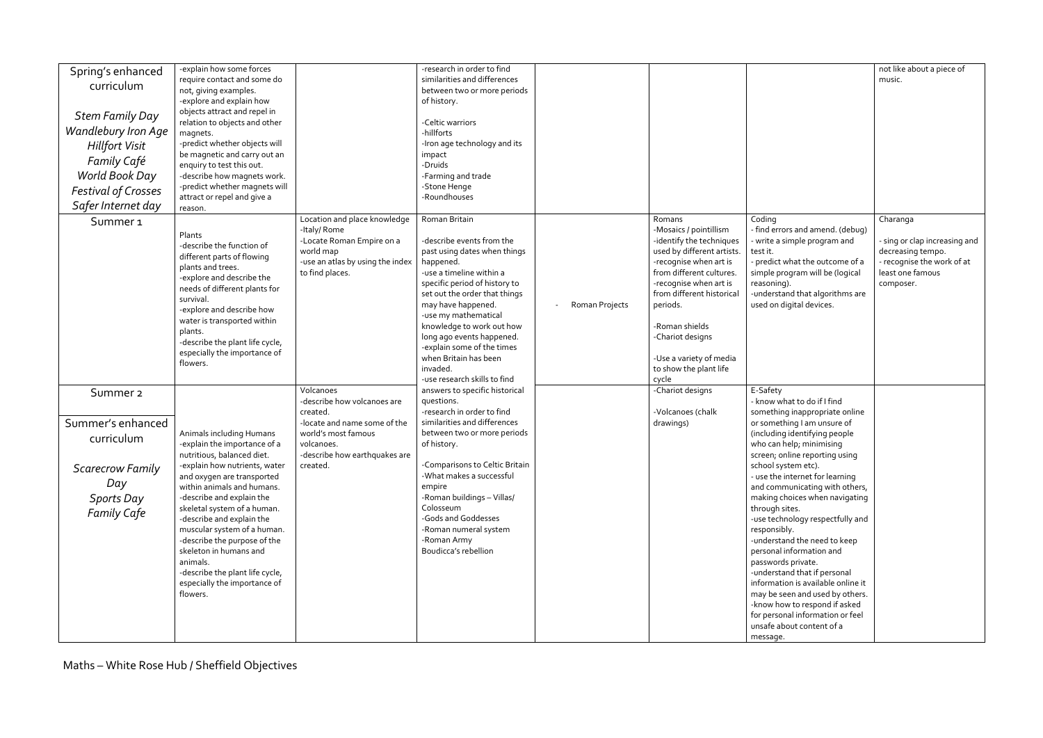| | | | | | | | |
|---|---|---|---|---|---|---|---|
| Spring's enhanced curriculum<br><br>*Stem Family Day*<br>*Wandlebury Iron Age Hillfort Visit*<br>*Family Café*<br>*World Book Day*<br>*Festival of Crosses*<br>*Safer Internet day* | -explain how some forces require contact and some do not, giving examples.<br>-explore and explain how objects attract and repel in relation to objects and other magnets.<br>-predict whether objects will be magnetic and carry out an enquiry to test this out.<br>-describe how magnets work.<br>-predict whether magnets will attract or repel and give a reason. | | -research in order to find similarities and differences between two or more periods of history.<br><br>-Celtic warriors<br>-hillforts<br>-Iron age technology and its impact<br>-Druids<br>-Farming and trade<br>-Stone Henge<br>-Roundhouses | | | | not like about a piece of music. |
| Summer 1 | Plants<br>-describe the function of different parts of flowing plants and trees.<br>-explore and describe the needs of different plants for survival.<br>-explore and describe how water is transported within plants.<br>-describe the plant life cycle, especially the importance of flowers. | Location and place knowledge<br>-Italy/ Rome<br>-Locate Roman Empire on a world map<br>-use an atlas by using the index to find places. | Roman Britain<br><br>-describe events from the past using dates when things happened.<br>-use a timeline within a specific period of history to set out the order that things may have happened.<br>-use my mathematical knowledge to work out how long ago events happened.<br>-explain some of the times when Britain has been invaded.<br>-use research skills to find answers to specific historical questions.<br>-research in order to find similarities and differences between two or more periods of history.<br><br>-Comparisons to Celtic Britain<br>-What makes a successful empire<br>-Roman buildings – Villas/ Colosseum<br>-Gods and Goddesses<br>-Roman numeral system<br>-Roman Army<br>Boudicca's rebellion | - Roman Projects | Romans<br>-Mosaics / pointillism<br>-identify the techniques used by different artists.<br>-recognise when art is from different cultures.<br>-recognise when art is from different historical periods.<br><br>-Roman shields<br>-Chariot designs<br><br>-Use a variety of media to show the plant life cycle | Coding<br>- find errors and amend. (debug)<br>- write a simple program and test it.<br>- predict what the outcome of a simple program will be (logical reasoning).<br>-understand that algorithms are used on digital devices. | Charanga<br><br>- sing or clap increasing and decreasing tempo.<br>- recognise the work of at least one famous composer. |
| Summer 2<br><br>Summer's enhanced curriculum<br><br>*Scarecrow Family Day*<br>*Sports Day*<br>*Family Cafe* | Animals including Humans<br>-explain the importance of a nutritious, balanced diet.<br>-explain how nutrients, water and oxygen are transported within animals and humans.<br>-describe and explain the skeletal system of a human.<br>-describe and explain the muscular system of a human.<br>-describe the purpose of the skeleton in humans and animals.<br>-describe the plant life cycle, especially the importance of flowers. | Volcanoes<br>-describe how volcanoes are created.<br>-locate and name some of the world's most famous volcanoes.<br>-describe how earthquakes are created. | | | -Chariot designs<br><br>-Volcanoes (chalk drawings) | E-Safety<br>- know what to do if I find something inappropriate online or something I am unsure of (including identifying people who can help; minimising screen; online reporting using school system etc).<br>- use the internet for learning and communicating with others, making choices when navigating through sites.<br>-use technology respectfully and responsibly.<br>-understand the need to keep personal information and passwords private.<br>-understand that if personal information is available online it may be seen and used by others.<br>-know how to respond if asked for personal information or feel unsafe about content of a message. | |

Maths – White Rose Hub / Sheffield Objectives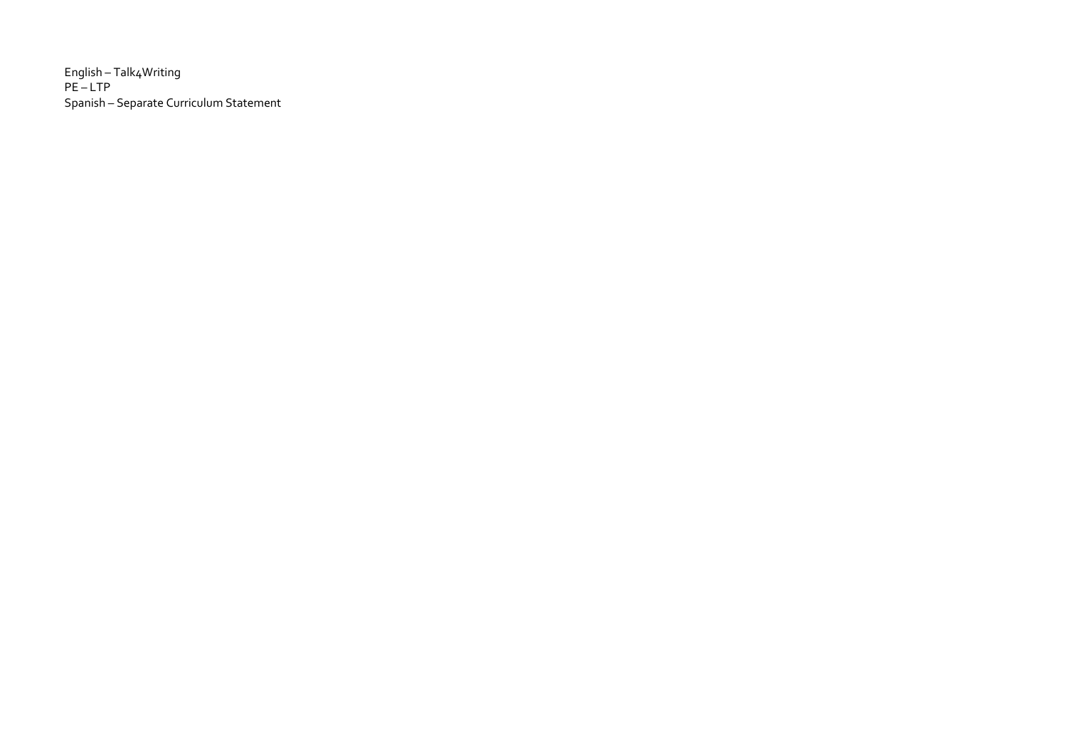English – Talk4Writing
PE – LTP
Spanish – Separate Curriculum Statement